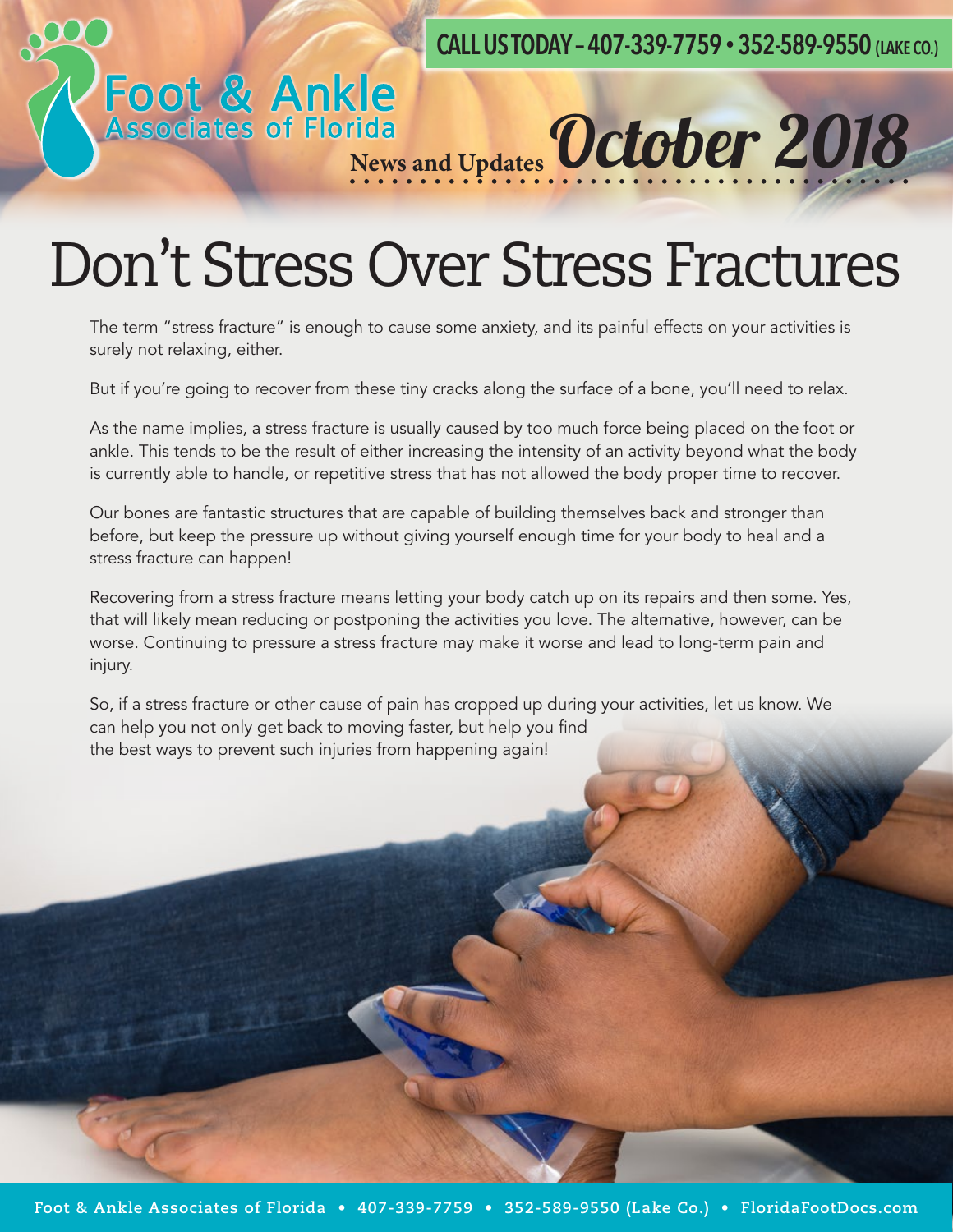CALL US TODAY – 407-339-7759 • 352-589-9550 (LAKE CO.)

Foot & Ankle Associates of Florida

News and Updates **October 2018**

# Don't Stress Over Stress Fractures

The term "stress fracture" is enough to cause some anxiety, and its painful effects on your activities is surely not relaxing, either.

But if you're going to recover from these tiny cracks along the surface of a bone, you'll need to relax.

As the name implies, a stress fracture is usually caused by too much force being placed on the foot or ankle. This tends to be the result of either increasing the intensity of an activity beyond what the body is currently able to handle, or repetitive stress that has not allowed the body proper time to recover.

Our bones are fantastic structures that are capable of building themselves back and stronger than before, but keep the pressure up without giving yourself enough time for your body to heal and a stress fracture can happen!

Recovering from a stress fracture means letting your body catch up on its repairs and then some. Yes, that will likely mean reducing or postponing the activities you love. The alternative, however, can be worse. Continuing to pressure a stress fracture may make it worse and lead to long-term pain and injury.

So, if a stress fracture or other cause of pain has cropped up during your activities, let us know. We can help you not only get back to moving faster, but help you find the best ways to prevent such injuries from happening again!

Foot & Ankle Associates of Florida • 407-339-7759 • 352-589-9550 (Lake Co.) • FloridaFootDocs.com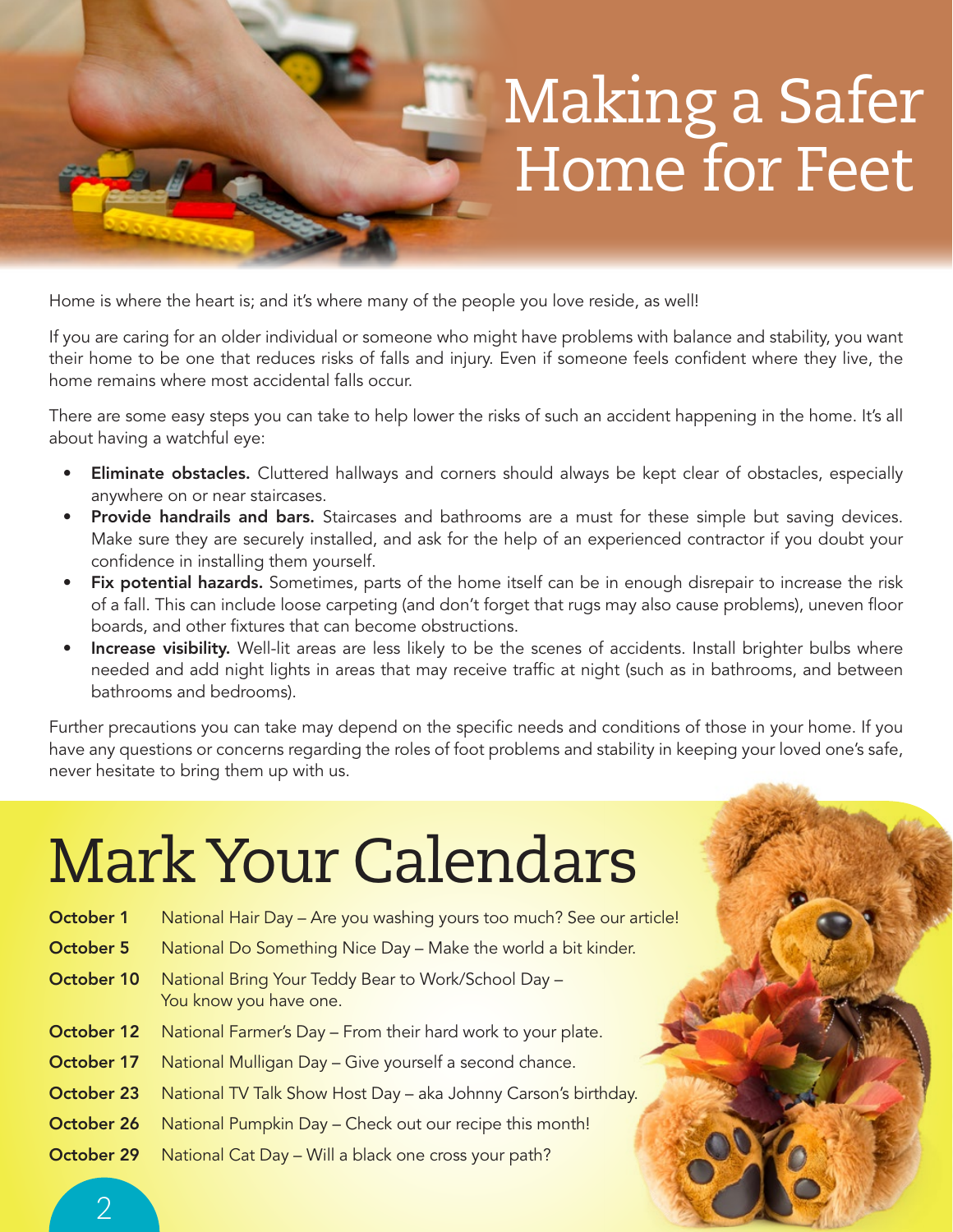# Making a Safer Home for Feet

Home is where the heart is; and it's where many of the people you love reside, as well!

If you are caring for an older individual or someone who might have problems with balance and stability, you want their home to be one that reduces risks of falls and injury. Even if someone feels confident where they live, the home remains where most accidental falls occur.

There are some easy steps you can take to help lower the risks of such an accident happening in the home. It's all about having a watchful eye:

- **Eliminate obstacles.** Cluttered hallways and corners should always be kept clear of obstacles, especially anywhere on or near staircases.
- **Provide handrails and bars.** Staircases and bathrooms are a must for these simple but saving devices. Make sure they are securely installed, and ask for the help of an experienced contractor if you doubt your confidence in installing them yourself.
- **Fix potential hazards.** Sometimes, parts of the home itself can be in enough disrepair to increase the risk of a fall. This can include loose carpeting (and don't forget that rugs may also cause problems), uneven floor boards, and other fixtures that can become obstructions.
- **Increase visibility.** Well-lit areas are less likely to be the scenes of accidents. Install brighter bulbs where needed and add night lights in areas that may receive traffic at night (such as in bathrooms, and between bathrooms and bedrooms).

Further precautions you can take may depend on the specific needs and conditions of those in your home. If you have any questions or concerns regarding the roles of foot problems and stability in keeping your loved one's safe, never hesitate to bring them up with us.

# Mark Your Calendars

**October 1** National Hair Day – Are you washing yours too much? See our article!

**October 5** National Do Something Nice Day – Make the world a bit kinder.

**October 10** National Bring Your Teddy Bear to Work/School Day – You know you have one.

**October 12** National Farmer's Day – From their hard work to your plate.

**October 17** National Mulligan Day – Give yourself a second chance.

**October 23** National TV Talk Show Host Day – aka Johnny Carson's birthday.

**October 26** National Pumpkin Day – Check out our recipe this month!

**October 29** National Cat Day – Will a black one cross your path?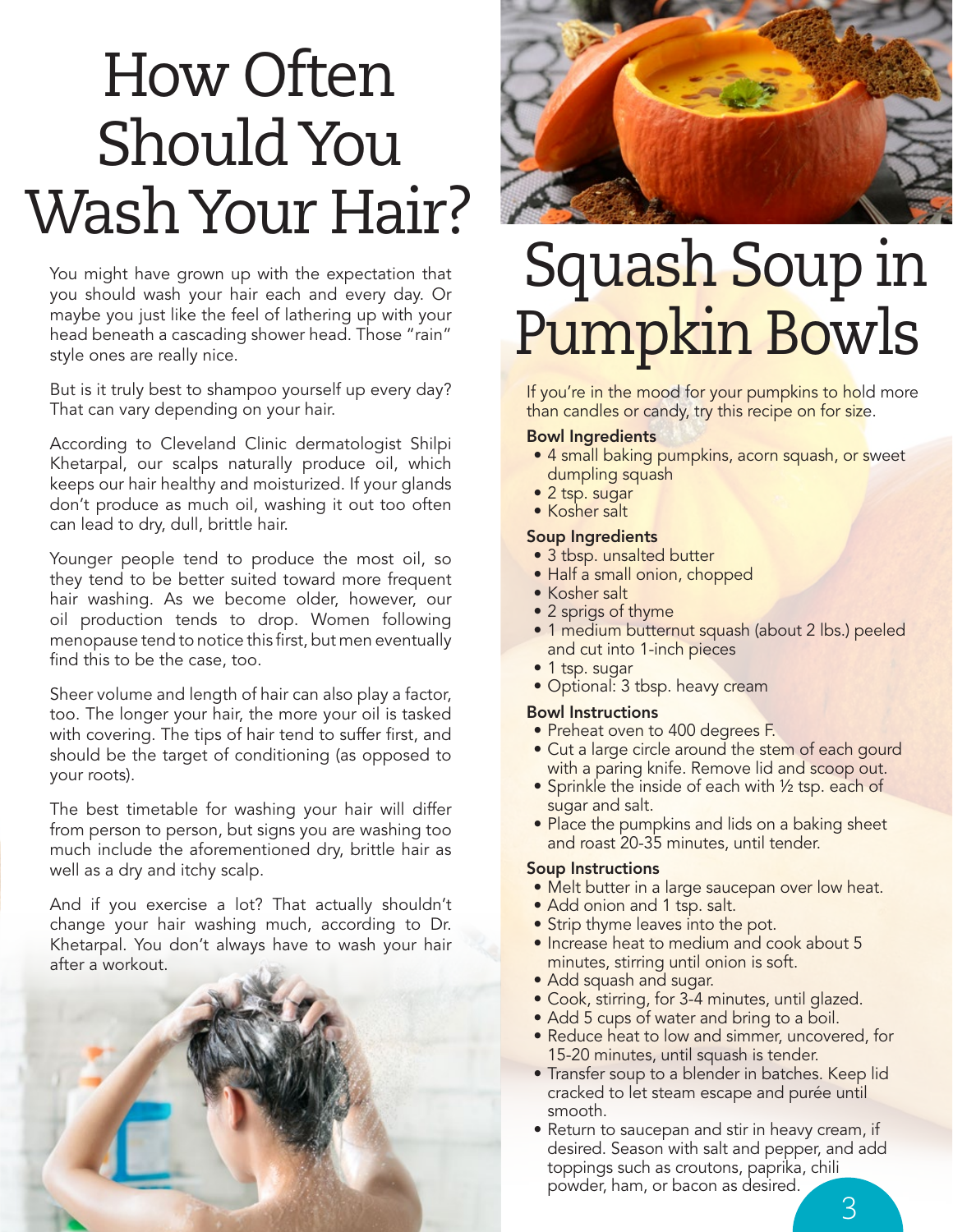# How Often Should You Wash Your Hair?

You might have grown up with the expectation that you should wash your hair each and every day. Or maybe you just like the feel of lathering up with your head beneath a cascading shower head. Those "rain" style ones are really nice.

But is it truly best to shampoo yourself up every day? That can vary depending on your hair.

According to Cleveland Clinic dermatologist Shilpi Khetarpal, our scalps naturally produce oil, which keeps our hair healthy and moisturized. If your glands don't produce as much oil, washing it out too often can lead to dry, dull, brittle hair.

Younger people tend to produce the most oil, so they tend to be better suited toward more frequent hair washing. As we become older, however, our oil production tends to drop. Women following menopause tend to notice this first, but men eventually find this to be the case, too.

Sheer volume and length of hair can also play a factor, too. The longer your hair, the more your oil is tasked with covering. The tips of hair tend to suffer first, and should be the target of conditioning (as opposed to your roots).

The best timetable for washing your hair will differ from person to person, but signs you are washing too much include the aforementioned dry, brittle hair as well as a dry and itchy scalp.

And if you exercise a lot? That actually shouldn't change your hair washing much, according to Dr. Khetarpal. You don't always have to wash your hair after a workout.

# Squash Soup in Pumpkin Bowls

If you're in the mood for your pumpkins to hold more than candles or candy, try this recipe on for size.

**Bowl Ingredients**

- 4 small baking pumpkins, acorn squash, or sweet dumpling squash
- 2 tsp. sugar
- Kosher salt

**Soup Ingredients**

- 3 tbsp. unsalted butter
- Half a small onion, chopped
- Kosher salt
- 2 sprigs of thyme
- 1 medium butternut squash (about 2 lbs.) peeled and cut into 1-inch pieces
- 1 tsp. sugar
- Optional: 3 tbsp. heavy cream

**Bowl Instructions**

- Preheat oven to 400 degrees F.
- Cut a large circle around the stem of each gourd with a paring knife. Remove lid and scoop out.
- Sprinkle the inside of each with ½ tsp. each of sugar and salt.
- Place the pumpkins and lids on a baking sheet and roast 20-35 minutes, until tender.

**Soup Instructions**

- Melt butter in a large saucepan over low heat.
- Add onion and 1 tsp. salt.
- Strip thyme leaves into the pot.
- Increase heat to medium and cook about 5 minutes, stirring until onion is soft.
- Add squash and sugar.
- Cook, stirring, for 3-4 minutes, until glazed.
- Add 5 cups of water and bring to a boil.
- Reduce heat to low and simmer, uncovered, for 15-20 minutes, until squash is tender.
- Transfer soup to a blender in batches. Keep lid cracked to let steam escape and purée until smooth.
- Return to saucepan and stir in heavy cream, if desired. Season with salt and pepper, and add toppings such as croutons, paprika, chili powder, ham, or bacon as desired.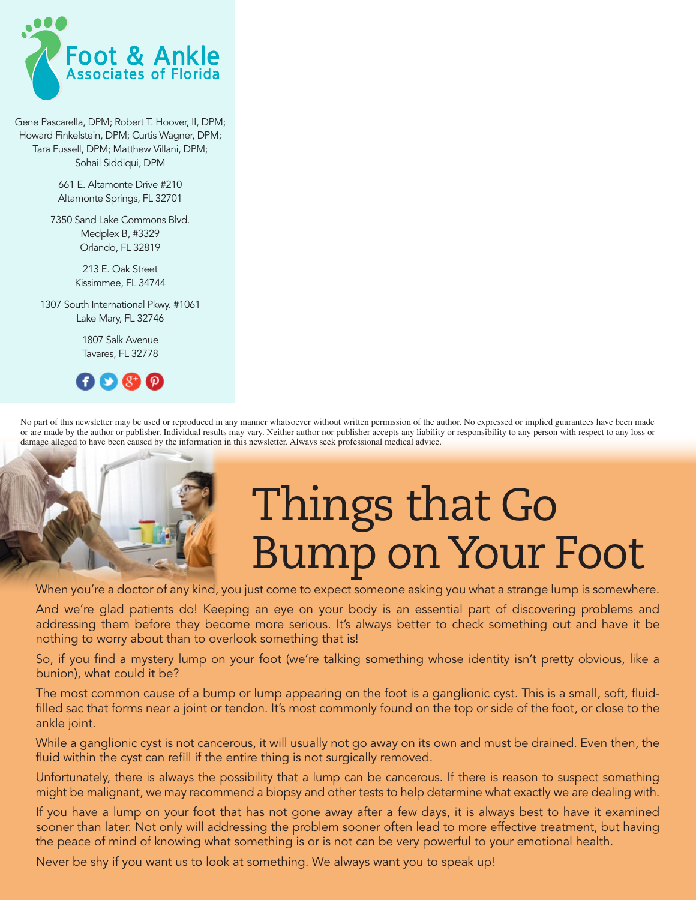Foot & Ankle Associates of Florida

Gene Pascarella, DPM; Robert T. Hoover, II, DPM; Howard Finkelstein, DPM; Curtis Wagner, DPM; Tara Fussell, DPM; Matthew Villani, DPM; Sohail Siddiqui, DPM

661 E. Altamonte Drive #210
Altamonte Springs, FL 32701

7350 Sand Lake Commons Blvd.
Medplex B, #3329
Orlando, FL 32819

213 E. Oak Street
Kissimmee, FL 34744

1307 South International Pkwy. #1061
Lake Mary, FL 32746

1807 Salk Avenue
Tavares, FL 32778

No part of this newsletter may be used or reproduced in any manner whatsoever without written permission of the author. No expressed or implied guarantees have been made or are made by the author or publisher. Individual results may vary. Neither author nor publisher accepts any liability or responsibility to any person with respect to any loss or damage alleged to have been caused by the information in this newsletter. Always seek professional medical advice.

# Things that Go Bump on Your Foot

When you're a doctor of any kind, you just come to expect someone asking you what a strange lump is somewhere.

And we're glad patients do! Keeping an eye on your body is an essential part of discovering problems and addressing them before they become more serious. It's always better to check something out and have it be nothing to worry about than to overlook something that is!

So, if you find a mystery lump on your foot (we're talking something whose identity isn't pretty obvious, like a bunion), what could it be?

The most common cause of a bump or lump appearing on the foot is a ganglionic cyst. This is a small, soft, fluid-filled sac that forms near a joint or tendon. It's most commonly found on the top or side of the foot, or close to the ankle joint.

While a ganglionic cyst is not cancerous, it will usually not go away on its own and must be drained. Even then, the fluid within the cyst can refill if the entire thing is not surgically removed.

Unfortunately, there is always the possibility that a lump can be cancerous. If there is reason to suspect something might be malignant, we may recommend a biopsy and other tests to help determine what exactly we are dealing with.

If you have a lump on your foot that has not gone away after a few days, it is always best to have it examined sooner than later. Not only will addressing the problem sooner often lead to more effective treatment, but having the peace of mind of knowing what something is or is not can be very powerful to your emotional health.

Never be shy if you want us to look at something. We always want you to speak up!